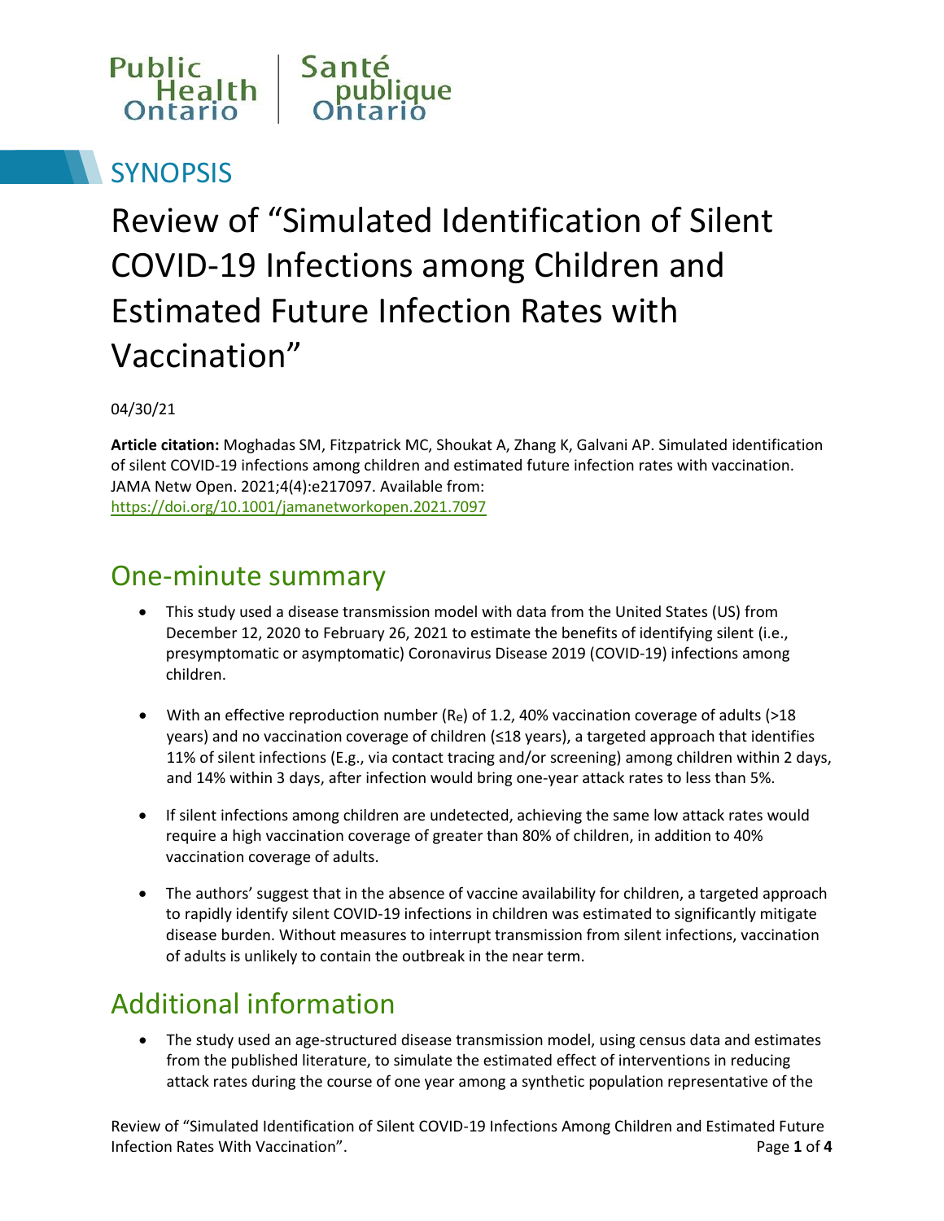Public Health Ontario | Santé publique Ontario

# SYNOPSIS

# Review of "Simulated Identification of Silent COVID-19 Infections among Children and Estimated Future Infection Rates with Vaccination"

04/30/21

**Article citation:** Moghadas SM, Fitzpatrick MC, Shoukat A, Zhang K, Galvani AP. Simulated identification of silent COVID-19 infections among children and estimated future infection rates with vaccination. JAMA Netw Open. 2021;4(4):e217097. Available from: https://doi.org/10.1001/jamanetworkopen.2021.7097

## One-minute summary

- This study used a disease transmission model with data from the United States (US) from December 12, 2020 to February 26, 2021 to estimate the benefits of identifying silent (i.e., presymptomatic or asymptomatic) Coronavirus Disease 2019 (COVID-19) infections among children.
- With an effective reproduction number ($R_e$) of 1.2, 40% vaccination coverage of adults (>18 years) and no vaccination coverage of children (≤18 years), a targeted approach that identifies 11% of silent infections (E.g., via contact tracing and/or screening) among children within 2 days, and 14% within 3 days, after infection would bring one-year attack rates to less than 5%.
- If silent infections among children are undetected, achieving the same low attack rates would require a high vaccination coverage of greater than 80% of children, in addition to 40% vaccination coverage of adults.
- The authors' suggest that in the absence of vaccine availability for children, a targeted approach to rapidly identify silent COVID-19 infections in children was estimated to significantly mitigate disease burden. Without measures to interrupt transmission from silent infections, vaccination of adults is unlikely to contain the outbreak in the near term.

## Additional information

- The study used an age-structured disease transmission model, using census data and estimates from the published literature, to simulate the estimated effect of interventions in reducing attack rates during the course of one year among a synthetic population representative of the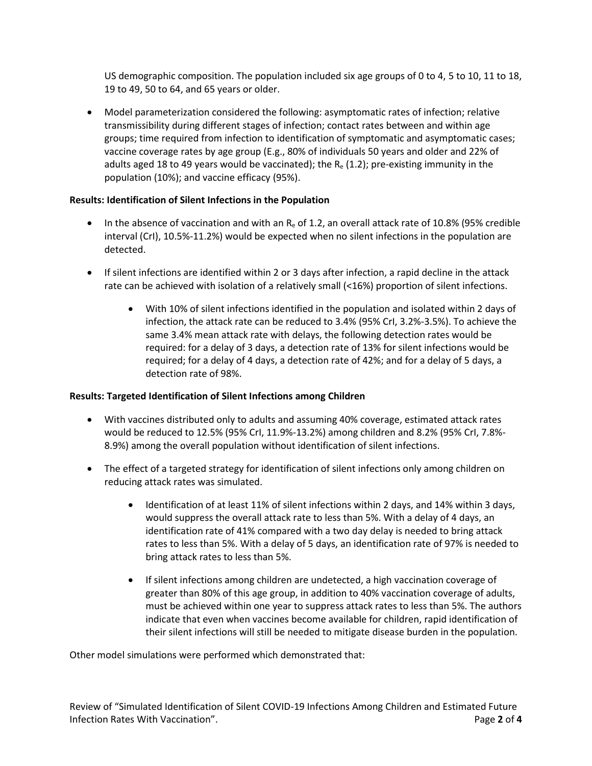US demographic composition. The population included six age groups of 0 to 4, 5 to 10, 11 to 18, 19 to 49, 50 to 64, and 65 years or older.

- Model parameterization considered the following: asymptomatic rates of infection; relative transmissibility during different stages of infection; contact rates between and within age groups; time required from infection to identification of symptomatic and asymptomatic cases; vaccine coverage rates by age group (E.g., 80% of individuals 50 years and older and 22% of adults aged 18 to 49 years would be vaccinated); the $R_e$ (1.2); pre-existing immunity in the population (10%); and vaccine efficacy (95%).

**Results: Identification of Silent Infections in the Population**

- In the absence of vaccination and with an $R_e$ of 1.2, an overall attack rate of 10.8% (95% credible interval (CrI), 10.5%-11.2%) would be expected when no silent infections in the population are detected.
- If silent infections are identified within 2 or 3 days after infection, a rapid decline in the attack rate can be achieved with isolation of a relatively small (<16%) proportion of silent infections.
    - With 10% of silent infections identified in the population and isolated within 2 days of infection, the attack rate can be reduced to 3.4% (95% CrI, 3.2%-3.5%). To achieve the same 3.4% mean attack rate with delays, the following detection rates would be required: for a delay of 3 days, a detection rate of 13% for silent infections would be required; for a delay of 4 days, a detection rate of 42%; and for a delay of 5 days, a detection rate of 98%.

**Results: Targeted Identification of Silent Infections among Children**

- With vaccines distributed only to adults and assuming 40% coverage, estimated attack rates would be reduced to 12.5% (95% CrI, 11.9%-13.2%) among children and 8.2% (95% CrI, 7.8%-8.9%) among the overall population without identification of silent infections.
- The effect of a targeted strategy for identification of silent infections only among children on reducing attack rates was simulated.
    - Identification of at least 11% of silent infections within 2 days, and 14% within 3 days, would suppress the overall attack rate to less than 5%. With a delay of 4 days, an identification rate of 41% compared with a two day delay is needed to bring attack rates to less than 5%. With a delay of 5 days, an identification rate of 97% is needed to bring attack rates to less than 5%.
    - If silent infections among children are undetected, a high vaccination coverage of greater than 80% of this age group, in addition to 40% vaccination coverage of adults, must be achieved within one year to suppress attack rates to less than 5%. The authors indicate that even when vaccines become available for children, rapid identification of their silent infections will still be needed to mitigate disease burden in the population.

Other model simulations were performed which demonstrated that: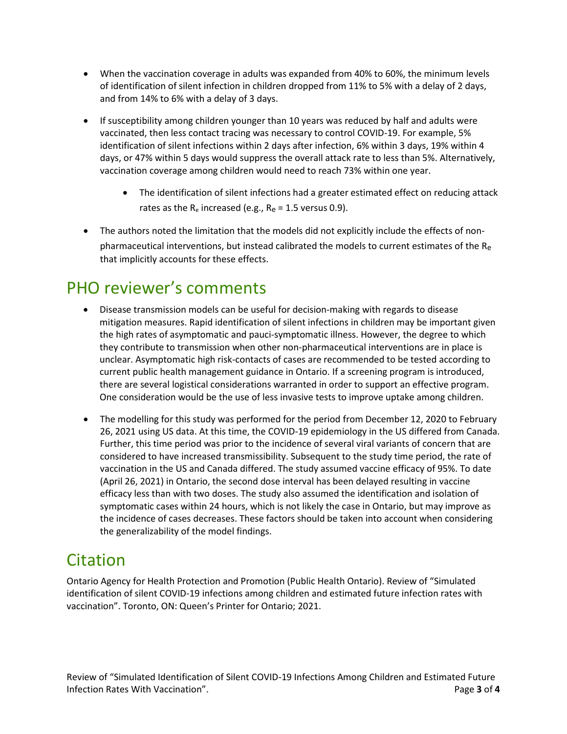- When the vaccination coverage in adults was expanded from 40% to 60%, the minimum levels of identification of silent infection in children dropped from 11% to 5% with a delay of 2 days, and from 14% to 6% with a delay of 3 days.
- If susceptibility among children younger than 10 years was reduced by half and adults were vaccinated, then less contact tracing was necessary to control COVID-19. For example, 5% identification of silent infections within 2 days after infection, 6% within 3 days, 19% within 4 days, or 47% within 5 days would suppress the overall attack rate to less than 5%. Alternatively, vaccination coverage among children would need to reach 73% within one year.
  - The identification of silent infections had a greater estimated effect on reducing attack rates as the $R_e$ increased (e.g., $R_e$ = 1.5 versus 0.9).
- The authors noted the limitation that the models did not explicitly include the effects of non-pharmaceutical interventions, but instead calibrated the models to current estimates of the $R_e$ that implicitly accounts for these effects.

## PHO reviewer's comments

- Disease transmission models can be useful for decision-making with regards to disease mitigation measures. Rapid identification of silent infections in children may be important given the high rates of asymptomatic and pauci-symptomatic illness. However, the degree to which they contribute to transmission when other non-pharmaceutical interventions are in place is unclear. Asymptomatic high risk-contacts of cases are recommended to be tested according to current public health management guidance in Ontario. If a screening program is introduced, there are several logistical considerations warranted in order to support an effective program. One consideration would be the use of less invasive tests to improve uptake among children.
- The modelling for this study was performed for the period from December 12, 2020 to February 26, 2021 using US data. At this time, the COVID-19 epidemiology in the US differed from Canada. Further, this time period was prior to the incidence of several viral variants of concern that are considered to have increased transmissibility. Subsequent to the study time period, the rate of vaccination in the US and Canada differed. The study assumed vaccine efficacy of 95%. To date (April 26, 2021) in Ontario, the second dose interval has been delayed resulting in vaccine efficacy less than with two doses. The study also assumed the identification and isolation of symptomatic cases within 24 hours, which is not likely the case in Ontario, but may improve as the incidence of cases decreases. These factors should be taken into account when considering the generalizability of the model findings.

## Citation

Ontario Agency for Health Protection and Promotion (Public Health Ontario). Review of "Simulated identification of silent COVID-19 infections among children and estimated future infection rates with vaccination". Toronto, ON: Queen's Printer for Ontario; 2021.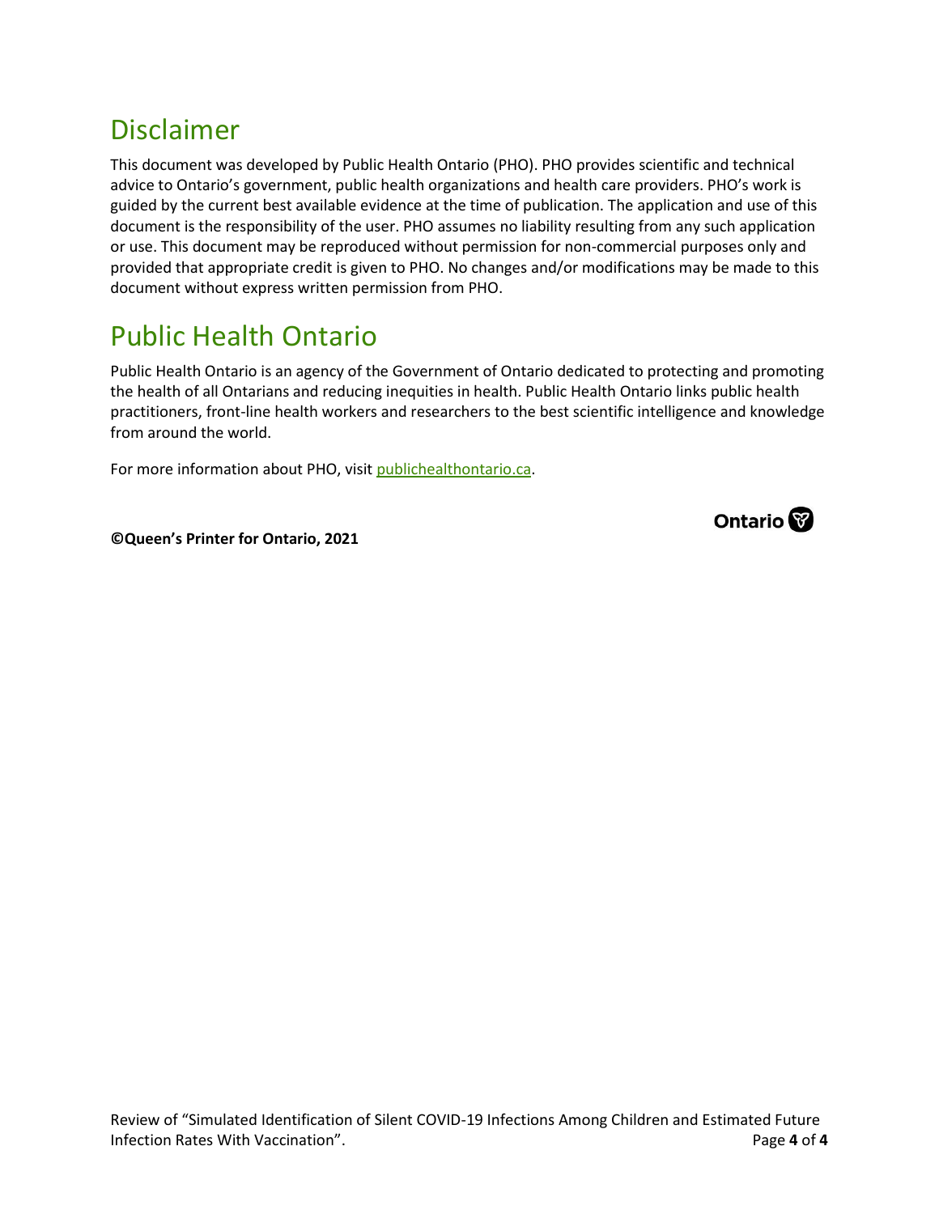## Disclaimer

This document was developed by Public Health Ontario (PHO). PHO provides scientific and technical advice to Ontario's government, public health organizations and health care providers. PHO's work is guided by the current best available evidence at the time of publication. The application and use of this document is the responsibility of the user. PHO assumes no liability resulting from any such application or use. This document may be reproduced without permission for non-commercial purposes only and provided that appropriate credit is given to PHO. No changes and/or modifications may be made to this document without express written permission from PHO.

## Public Health Ontario

Public Health Ontario is an agency of the Government of Ontario dedicated to protecting and promoting the health of all Ontarians and reducing inequities in health. Public Health Ontario links public health practitioners, front-line health workers and researchers to the best scientific intelligence and knowledge from around the world.

For more information about PHO, visit [publichealthontario.ca](publichealthontario.ca).

**©Queen's Printer for Ontario, 2021**

Ontario